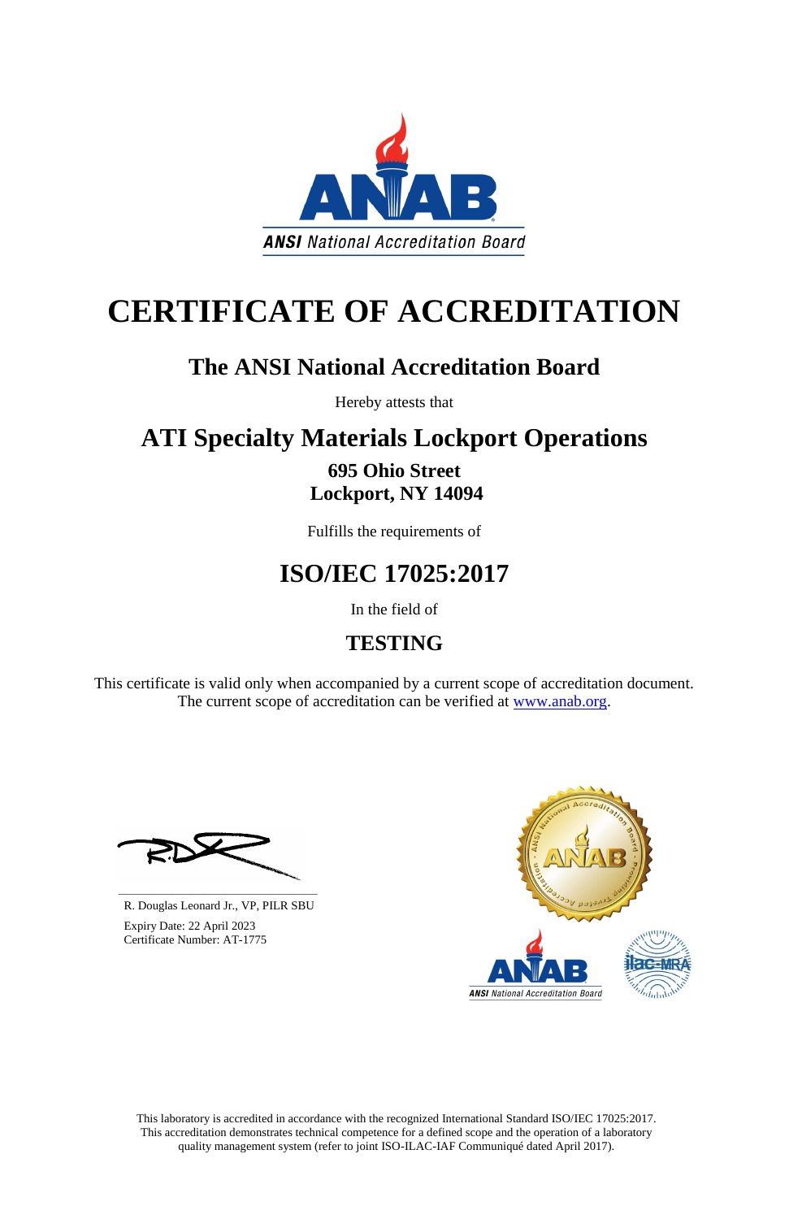ANSI National Accreditation Board

# CERTIFICATE OF ACCREDITATION

## The ANSI National Accreditation Board

Hereby attests that

## ATI Specialty Materials Lockport Operations

**695 Ohio Street**
**Lockport, NY 14094**

Fulfills the requirements of

## ISO/IEC 17025:2017

In the field of

## TESTING

This certificate is valid only when accompanied by a current scope of accreditation document.
The current scope of accreditation can be verified at [www.anab.org](http://www.anab.org).

R. Douglas Leonard Jr., VP, PILR SBU

Expiry Date: 22 April 2023
Certificate Number: AT-1775

This laboratory is accredited in accordance with the recognized International Standard ISO/IEC 17025:2017. This accreditation demonstrates technical competence for a defined scope and the operation of a laboratory quality management system (refer to joint ISO-ILAC-IAF Communiqué dated April 2017).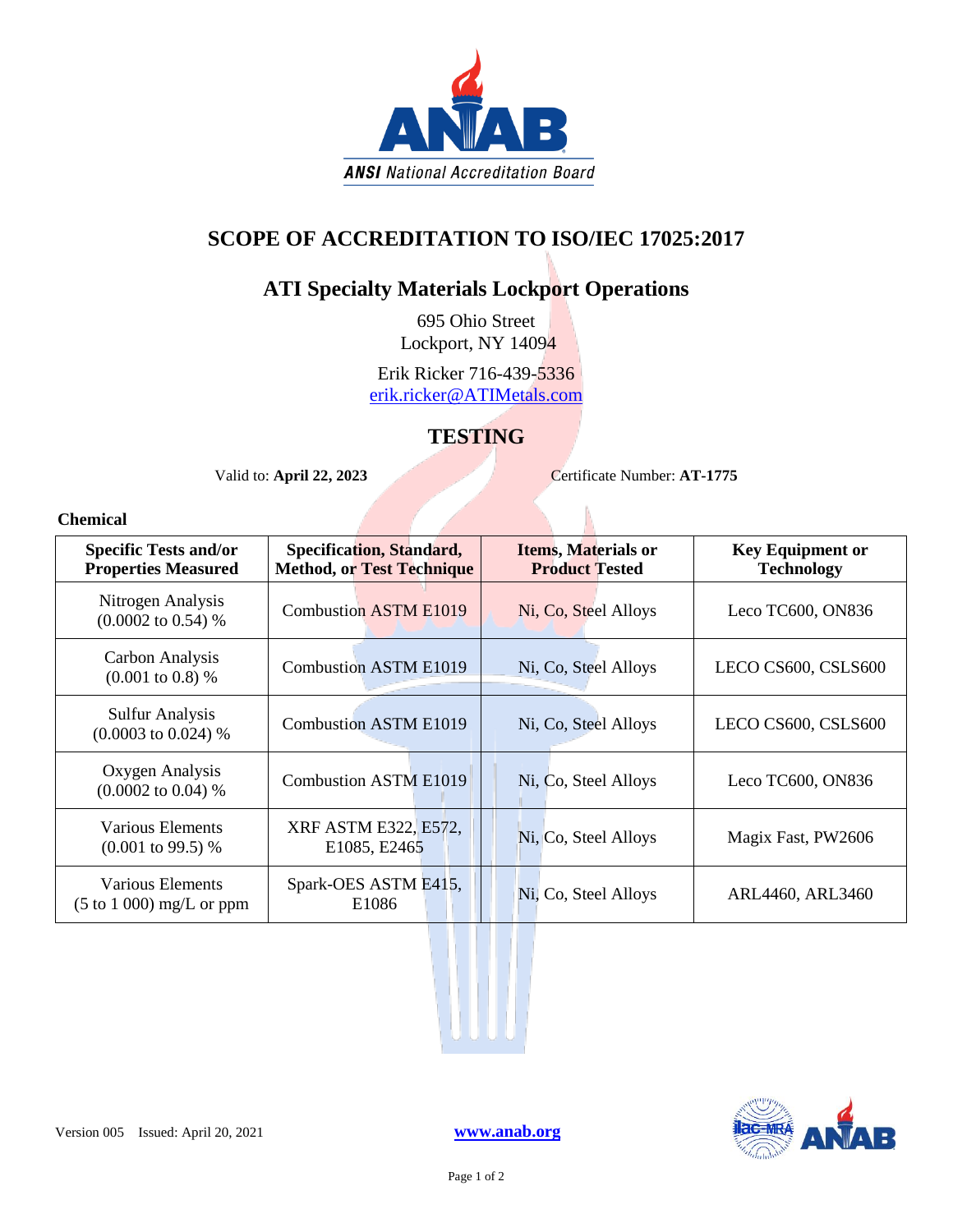# SCOPE OF ACCREDITATION TO ISO/IEC 17025:2017

## ATI Specialty Materials Lockport Operations

695 Ohio Street
Lockport, NY 14094

Erik Ricker 716-439-5336
erik.ricker@ATIMetals.com

## TESTING

Valid to: **April 22, 2023** Certificate Number: **AT-1775**

**Chemical**

| Specific Tests and/or Properties Measured | Specification, Standard, Method, or Test Technique | Items, Materials or Product Tested | Key Equipment or Technology |
|---|---|---|---|
| Nitrogen Analysis (0.0002 to 0.54) % | Combustion ASTM E1019 | Ni, Co, Steel Alloys | Leco TC600, ON836 |
| Carbon Analysis (0.001 to 0.8) % | Combustion ASTM E1019 | Ni, Co, Steel Alloys | LECO CS600, CSLS600 |
| Sulfur Analysis (0.0003 to 0.024) % | Combustion ASTM E1019 | Ni, Co, Steel Alloys | LECO CS600, CSLS600 |
| Oxygen Analysis (0.0002 to 0.04) % | Combustion ASTM E1019 | Ni, Co, Steel Alloys | Leco TC600, ON836 |
| Various Elements (0.001 to 99.5) % | XRF ASTM E322, E572, E1085, E2465 | Ni, Co, Steel Alloys | Magix Fast, PW2606 |
| Various Elements (5 to 1 000) mg/L or ppm | Spark-OES ASTM E415, E1086 | Ni, Co, Steel Alloys | ARL4460, ARL3460 |

Version 005 Issued: April 20, 2021 www.anab.org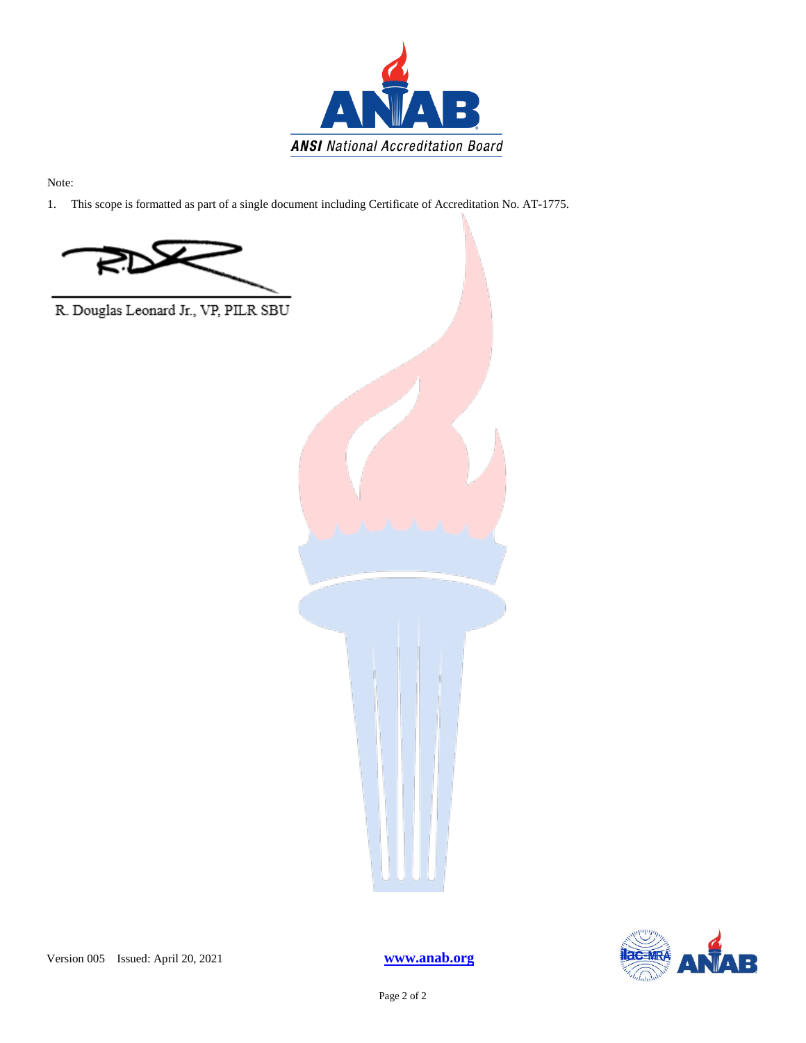Note:

1. This scope is formatted as part of a single document including Certificate of Accreditation No. AT-1775.

R. Douglas Leonard Jr., VP, PILR SBU

Version 005 Issued: April 20, 2021

www.anab.org